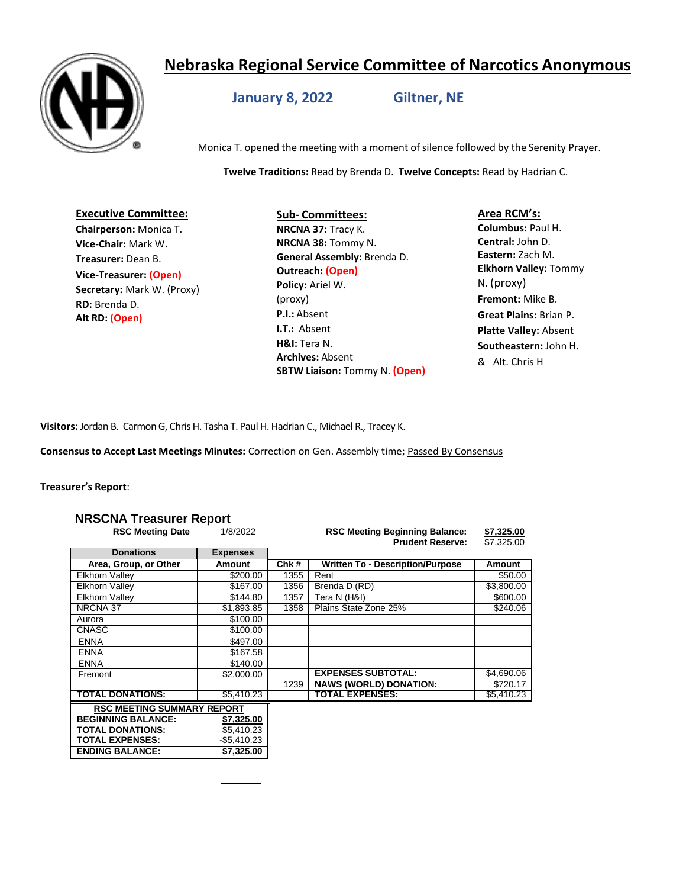# Nebraska Regional Service Committee of Narcotics Anonymous

## January 8, 2022 Giltner, NE

Monica T. opened the meeting with a moment of silence followed by the Serenity Prayer.

**Twelve Traditions:** Read by Brenda D. **Twelve Concepts:** Read by Hadrian C.

**Executive Committee:**

**Chairperson:** Monica T.
**Vice-Chair:** Mark W.
**Treasurer:** Dean B.
**Vice-Treasurer:** **(Open)**
**Secretary:** Mark W. (Proxy)
**RD:** Brenda D.
**Alt RD:** **(Open)**

**Sub- Committees:**

**NRCNA 37:** Tracy K.
**NRCNA 38:** Tommy N.
**General Assembly:** Brenda D.
**Outreach:** **(Open)**
**Policy:** Ariel W. (proxy)
**P.I.:** Absent
**I.T.:** Absent
**H&I:** Tera N.
**Archives:** Absent
**SBTW Liaison:** Tommy N. **(Open)**

**Area RCM's:**

**Columbus:** Paul H.
**Central:** John D.
**Eastern:** Zach M.
**Elkhorn Valley:** Tommy N. (proxy)
**Fremont:** Mike B.
**Great Plains:** Brian P.
**Platte Valley:** Absent
**Southeastern:** John H. & Alt. Chris H

**Visitors:** Jordan B. Carmon G, Chris H. Tasha T. Paul H. Hadrian C., Michael R., Tracey K.

**Consensus to Accept Last Meetings Minutes:** Correction on Gen. Assembly time; Passed By Consensus

**Treasurer's Report**:

### NRSCNA Treasurer Report

**RSC Meeting Date** 1/8/2022 **RSC Meeting Beginning Balance:** $7,325.00
**Prudent Reserve:** $7,325.00

| Donations | Expenses | | | |
|---|---|---|---|---|
| **Area, Group, or Other** | **Amount** | **Chk #** | **Written To - Description/Purpose** | **Amount** |
| Elkhorn Valley | $200.00 | 1355 | Rent | $50.00 |
| Elkhorn Valley | $167.00 | 1356 | Brenda D (RD) | $3,800.00 |
| Elkhorn Valley | $144.80 | 1357 | Tera N (H&I) | $600.00 |
| NRCNA 37 | $1,893.85 | 1358 | Plains State Zone 25% | $240.06 |
| Aurora | $100.00 | | | |
| CNASC | $100.00 | | | |
| ENNA | $497.00 | | | |
| ENNA | $167.58 | | | |
| ENNA | $140.00 | | | |
| Fremont | $2,000.00 | | **EXPENSES SUBTOTAL:** | $4,690.06 |
| | | 1239 | **NAWS (WORLD) DONATION:** | $720.17 |
| **TOTAL DONATIONS:** | $5,410.23 | | **TOTAL EXPENSES:** | $5,410.23 |

| RSC MEETING SUMMARY REPORT | |
|---|---|
| **BEGINNING BALANCE:** | **$7,325.00** |
| **TOTAL DONATIONS:** | $5,410.23 |
| **TOTAL EXPENSES:** | -$5,410.23 |
| **ENDING BALANCE:** | **$7,325.00** |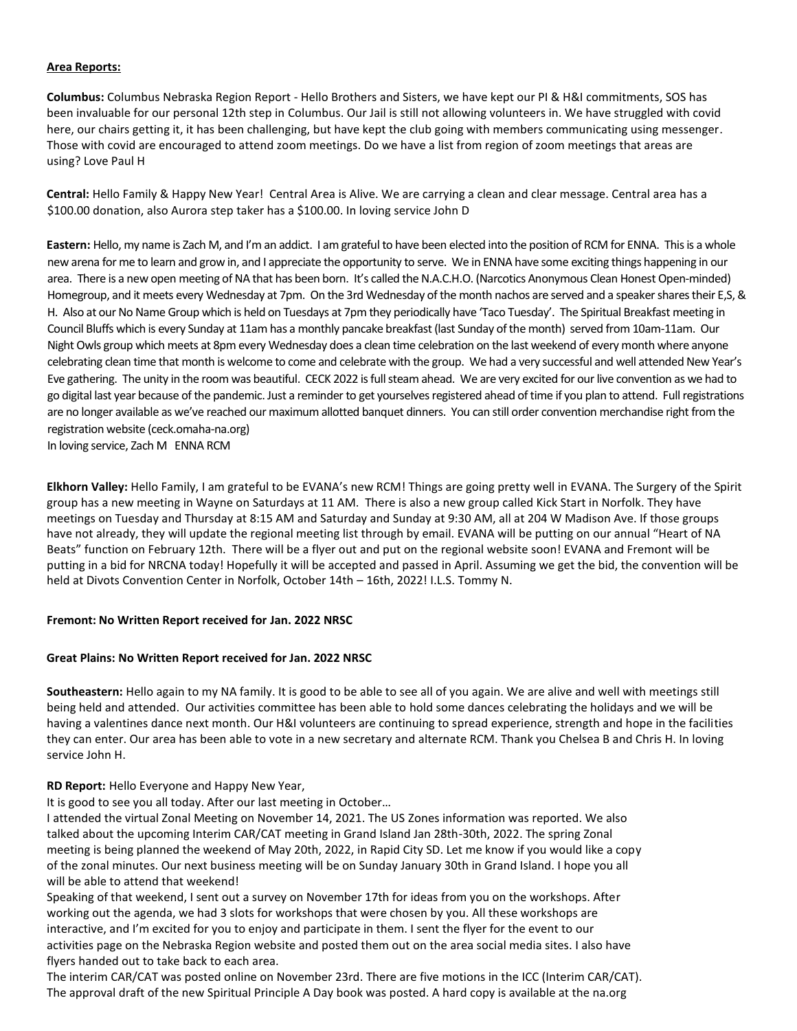**Area Reports:**

**Columbus:** Columbus Nebraska Region Report - Hello Brothers and Sisters, we have kept our PI & H&I commitments, SOS has been invaluable for our personal 12th step in Columbus. Our Jail is still not allowing volunteers in. We have struggled with covid here, our chairs getting it, it has been challenging, but have kept the club going with members communicating using messenger. Those with covid are encouraged to attend zoom meetings. Do we have a list from region of zoom meetings that areas are using? Love Paul H

**Central:** Hello Family & Happy New Year! Central Area is Alive. We are carrying a clean and clear message. Central area has a $100.00 donation, also Aurora step taker has a $100.00. In loving service John D

**Eastern:** Hello, my name is Zach M, and I'm an addict. I am grateful to have been elected into the position of RCM for ENNA. This is a whole new arena for me to learn and grow in, and I appreciate the opportunity to serve. We in ENNA have some exciting things happening in our area. There is a new open meeting of NA that has been born. It's called the N.A.C.H.O. (Narcotics Anonymous Clean Honest Open-minded) Homegroup, and it meets every Wednesday at 7pm. On the 3rd Wednesday of the month nachos are served and a speaker shares their E,S, & H. Also at our No Name Group which is held on Tuesdays at 7pm they periodically have 'Taco Tuesday'. The Spiritual Breakfast meeting in Council Bluffs which is every Sunday at 11am has a monthly pancake breakfast (last Sunday of the month) served from 10am-11am. Our Night Owls group which meets at 8pm every Wednesday does a clean time celebration on the last weekend of every month where anyone celebrating clean time that month is welcome to come and celebrate with the group. We had a very successful and well attended New Year's Eve gathering. The unity in the room was beautiful. CECK 2022 is full steam ahead. We are very excited for our live convention as we had to go digital last year because of the pandemic. Just a reminder to get yourselves registered ahead of time if you plan to attend. Full registrations are no longer available as we've reached our maximum allotted banquet dinners. You can still order convention merchandise right from the registration website (ceck.omaha-na.org)
In loving service, Zach M ENNA RCM

**Elkhorn Valley:** Hello Family, I am grateful to be EVANA's new RCM! Things are going pretty well in EVANA. The Surgery of the Spirit group has a new meeting in Wayne on Saturdays at 11 AM. There is also a new group called Kick Start in Norfolk. They have meetings on Tuesday and Thursday at 8:15 AM and Saturday and Sunday at 9:30 AM, all at 204 W Madison Ave. If those groups have not already, they will update the regional meeting list through by email. EVANA will be putting on our annual "Heart of NA Beats" function on February 12th. There will be a flyer out and put on the regional website soon! EVANA and Fremont will be putting in a bid for NRCNA today! Hopefully it will be accepted and passed in April. Assuming we get the bid, the convention will be held at Divots Convention Center in Norfolk, October 14th – 16th, 2022! I.L.S. Tommy N.

**Fremont: No Written Report received for Jan. 2022 NRSC**

**Great Plains: No Written Report received for Jan. 2022 NRSC**

**Southeastern:** Hello again to my NA family. It is good to be able to see all of you again. We are alive and well with meetings still being held and attended. Our activities committee has been able to hold some dances celebrating the holidays and we will be having a valentines dance next month. Our H&I volunteers are continuing to spread experience, strength and hope in the facilities they can enter. Our area has been able to vote in a new secretary and alternate RCM. Thank you Chelsea B and Chris H. In loving service John H.

**RD Report:** Hello Everyone and Happy New Year,
It is good to see you all today. After our last meeting in October…
I attended the virtual Zonal Meeting on November 14, 2021. The US Zones information was reported. We also talked about the upcoming Interim CAR/CAT meeting in Grand Island Jan 28th-30th, 2022. The spring Zonal meeting is being planned the weekend of May 20th, 2022, in Rapid City SD. Let me know if you would like a copy of the zonal minutes. Our next business meeting will be on Sunday January 30th in Grand Island. I hope you all will be able to attend that weekend!
Speaking of that weekend, I sent out a survey on November 17th for ideas from you on the workshops. After working out the agenda, we had 3 slots for workshops that were chosen by you. All these workshops are interactive, and I'm excited for you to enjoy and participate in them. I sent the flyer for the event to our activities page on the Nebraska Region website and posted them out on the area social media sites. I also have flyers handed out to take back to each area.
The interim CAR/CAT was posted online on November 23rd. There are five motions in the ICC (Interim CAR/CAT). The approval draft of the new Spiritual Principle A Day book was posted. A hard copy is available at the na.org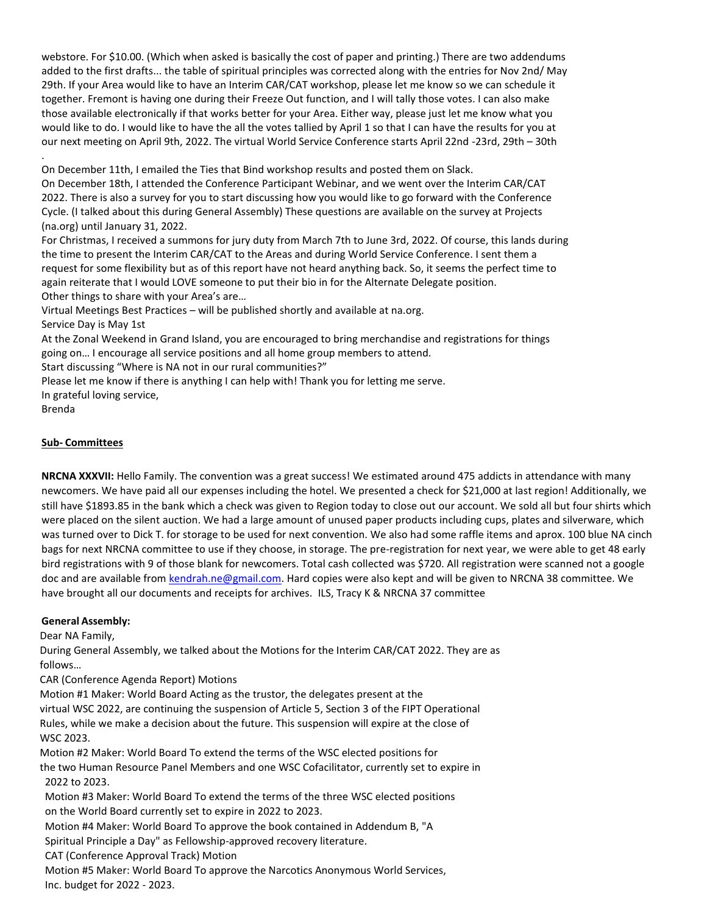webstore. For $10.00. (Which when asked is basically the cost of paper and printing.) There are two addendums added to the first drafts... the table of spiritual principles was corrected along with the entries for Nov 2nd/ May 29th. If your Area would like to have an Interim CAR/CAT workshop, please let me know so we can schedule it together. Fremont is having one during their Freeze Out function, and I will tally those votes. I can also make those available electronically if that works better for your Area. Either way, please just let me know what you would like to do. I would like to have the all the votes tallied by April 1 so that I can have the results for you at our next meeting on April 9th, 2022. The virtual World Service Conference starts April 22nd -23rd, 29th – 30th

.

On December 11th, I emailed the Ties that Bind workshop results and posted them on Slack.

On December 18th, I attended the Conference Participant Webinar, and we went over the Interim CAR/CAT 2022. There is also a survey for you to start discussing how you would like to go forward with the Conference Cycle. (I talked about this during General Assembly) These questions are available on the survey at Projects (na.org) until January 31, 2022.

For Christmas, I received a summons for jury duty from March 7th to June 3rd, 2022. Of course, this lands during the time to present the Interim CAR/CAT to the Areas and during World Service Conference. I sent them a request for some flexibility but as of this report have not heard anything back. So, it seems the perfect time to again reiterate that I would LOVE someone to put their bio in for the Alternate Delegate position.

Other things to share with your Area's are…

Virtual Meetings Best Practices – will be published shortly and available at na.org.

Service Day is May 1st

At the Zonal Weekend in Grand Island, you are encouraged to bring merchandise and registrations for things going on… I encourage all service positions and all home group members to attend.

Start discussing "Where is NA not in our rural communities?"

Please let me know if there is anything I can help with! Thank you for letting me serve.

In grateful loving service,

Brenda

## Sub- Committees

**NRCNA XXXVII:** Hello Family. The convention was a great success! We estimated around 475 addicts in attendance with many newcomers. We have paid all our expenses including the hotel. We presented a check for $21,000 at last region! Additionally, we still have $1893.85 in the bank which a check was given to Region today to close out our account. We sold all but four shirts which were placed on the silent auction. We had a large amount of unused paper products including cups, plates and silverware, which was turned over to Dick T. for storage to be used for next convention. We also had some raffle items and aprox. 100 blue NA cinch bags for next NRCNA committee to use if they choose, in storage. The pre-registration for next year, we were able to get 48 early bird registrations with 9 of those blank for newcomers. Total cash collected was $720. All registration were scanned not a google doc and are available from kendrah.ne@gmail.com. Hard copies were also kept and will be given to NRCNA 38 committee. We have brought all our documents and receipts for archives. ILS, Tracy K & NRCNA 37 committee

**General Assembly:**

Dear NA Family,

During General Assembly, we talked about the Motions for the Interim CAR/CAT 2022. They are as follows…

CAR (Conference Agenda Report) Motions

Motion #1 Maker: World Board Acting as the trustor, the delegates present at the virtual WSC 2022, are continuing the suspension of Article 5, Section 3 of the FIPT Operational Rules, while we make a decision about the future. This suspension will expire at the close of WSC 2023.

Motion #2 Maker: World Board To extend the terms of the WSC elected positions for the two Human Resource Panel Members and one WSC Cofacilitator, currently set to expire in 2022 to 2023.

Motion #3 Maker: World Board To extend the terms of the three WSC elected positions on the World Board currently set to expire in 2022 to 2023.

Motion #4 Maker: World Board To approve the book contained in Addendum B, "A Spiritual Principle a Day" as Fellowship-approved recovery literature.

CAT (Conference Approval Track) Motion

Motion #5 Maker: World Board To approve the Narcotics Anonymous World Services, Inc. budget for 2022 - 2023.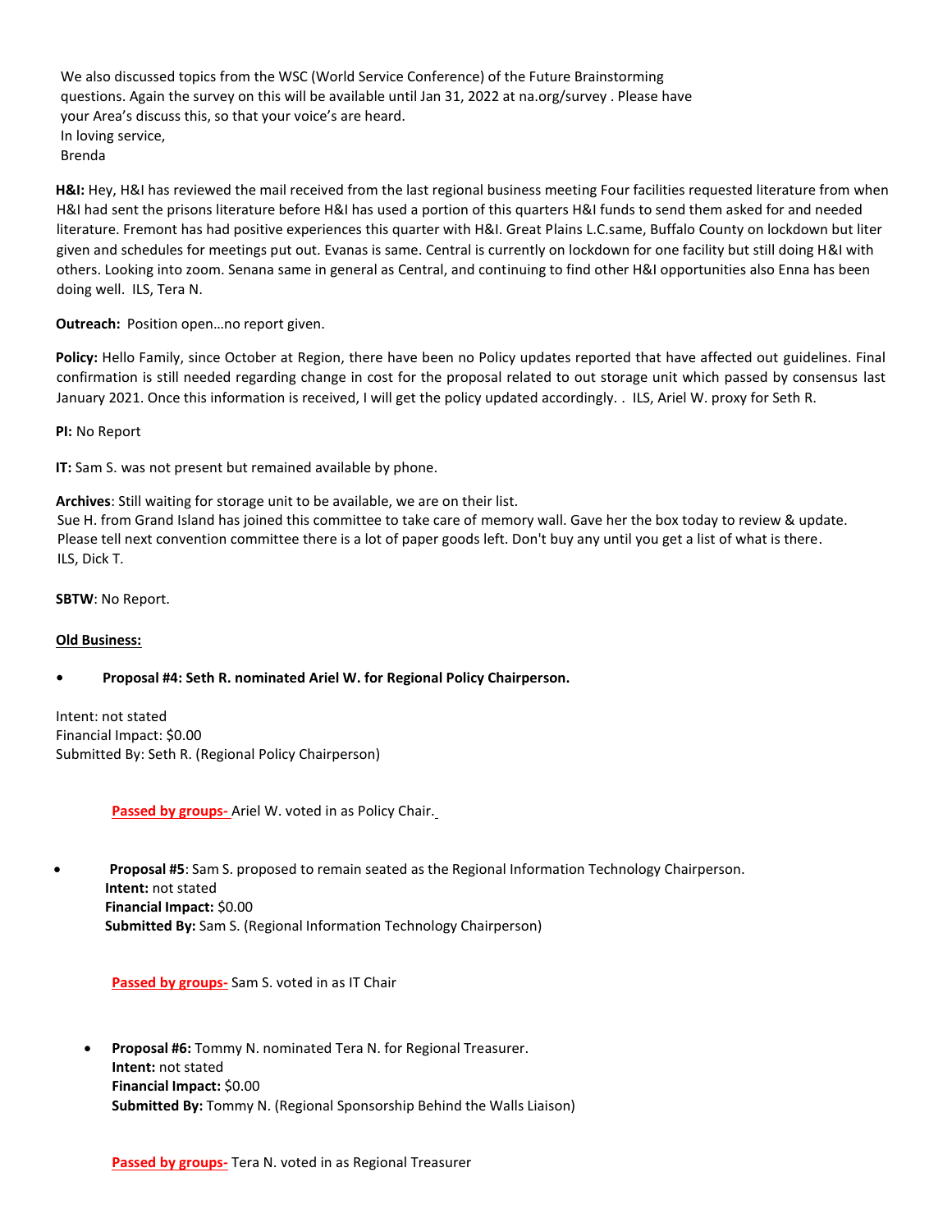We also discussed topics from the WSC (World Service Conference) of the Future Brainstorming questions. Again the survey on this will be available until Jan 31, 2022 at na.org/survey . Please have your Area's discuss this, so that your voice's are heard.
In loving service,
Brenda

**H&I:** Hey, H&I has reviewed the mail received from the last regional business meeting Four facilities requested literature from when H&I had sent the prisons literature before H&I has used a portion of this quarters H&I funds to send them asked for and needed literature. Fremont has had positive experiences this quarter with H&I. Great Plains L.C.same, Buffalo County on lockdown but liter given and schedules for meetings put out. Evanas is same. Central is currently on lockdown for one facility but still doing H&I with others. Looking into zoom. Senana same in general as Central, and continuing to find other H&I opportunities also Enna has been doing well. ILS, Tera N.

**Outreach:** Position open…no report given.

**Policy:** Hello Family, since October at Region, there have been no Policy updates reported that have affected out guidelines. Final confirmation is still needed regarding change in cost for the proposal related to out storage unit which passed by consensus last January 2021. Once this information is received, I will get the policy updated accordingly. . ILS, Ariel W. proxy for Seth R.

**PI:** No Report

**IT:** Sam S. was not present but remained available by phone.

**Archives**: Still waiting for storage unit to be available, we are on their list.
Sue H. from Grand Island has joined this committee to take care of memory wall. Gave her the box today to review & update.
Please tell next convention committee there is a lot of paper goods left. Don't buy any until you get a list of what is there.
ILS, Dick T.

**SBTW**: No Report.

**Old Business:**

- **Proposal #4: Seth R. nominated Ariel W. for Regional Policy Chairperson.**

Intent: not stated
Financial Impact: $0.00
Submitted By: Seth R. (Regional Policy Chairperson)

**Passed by groups-** Ariel W. voted in as Policy Chair.

- **Proposal #5**: Sam S. proposed to remain seated as the Regional Information Technology Chairperson.
  **Intent:** not stated
  **Financial Impact:** $0.00
  **Submitted By:** Sam S. (Regional Information Technology Chairperson)

  **Passed by groups-** Sam S. voted in as IT Chair

- **Proposal #6:** Tommy N. nominated Tera N. for Regional Treasurer.
  **Intent:** not stated
  **Financial Impact:** $0.00
  **Submitted By:** Tommy N. (Regional Sponsorship Behind the Walls Liaison)

  **Passed by groups-** Tera N. voted in as Regional Treasurer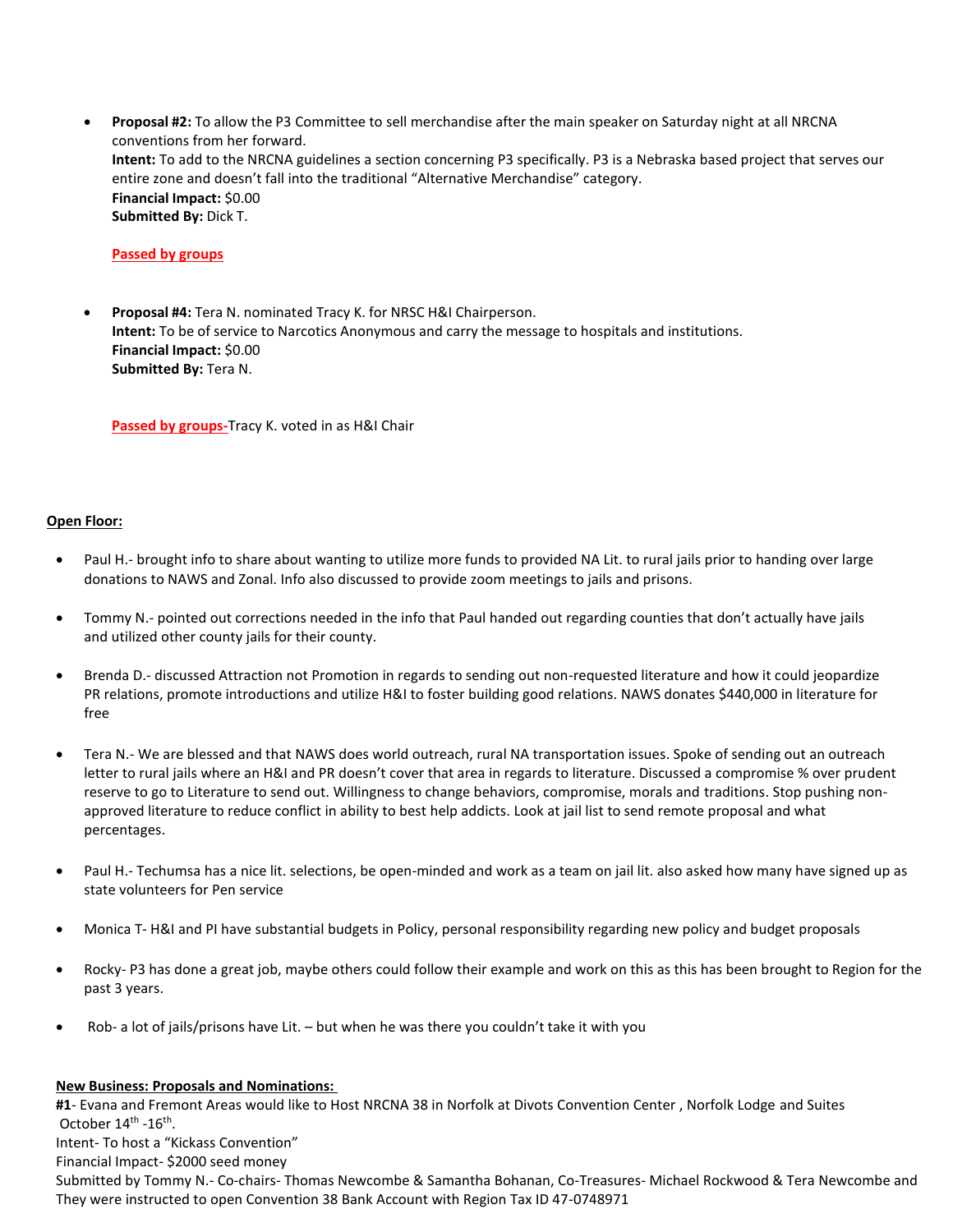- **Proposal #2:** To allow the P3 Committee to sell merchandise after the main speaker on Saturday night at all NRCNA conventions from her forward.
  **Intent:** To add to the NRCNA guidelines a section concerning P3 specifically. P3 is a Nebraska based project that serves our entire zone and doesn't fall into the traditional "Alternative Merchandise" category.
  **Financial Impact:** $0.00
  **Submitted By:** Dick T.

  **Passed by groups**

- **Proposal #4:** Tera N. nominated Tracy K. for NRSC H&I Chairperson.
  **Intent:** To be of service to Narcotics Anonymous and carry the message to hospitals and institutions.
  **Financial Impact:** $0.00
  **Submitted By:** Tera N.

  **Passed by groups-**Tracy K. voted in as H&I Chair

**Open Floor:**

- Paul H.- brought info to share about wanting to utilize more funds to provided NA Lit. to rural jails prior to handing over large donations to NAWS and Zonal. Info also discussed to provide zoom meetings to jails and prisons.
- Tommy N.- pointed out corrections needed in the info that Paul handed out regarding counties that don't actually have jails and utilized other county jails for their county.
- Brenda D.- discussed Attraction not Promotion in regards to sending out non-requested literature and how it could jeopardize PR relations, promote introductions and utilize H&I to foster building good relations. NAWS donates $440,000 in literature for free
- Tera N.- We are blessed and that NAWS does world outreach, rural NA transportation issues. Spoke of sending out an outreach letter to rural jails where an H&I and PR doesn't cover that area in regards to literature. Discussed a compromise % over prudent reserve to go to Literature to send out. Willingness to change behaviors, compromise, morals and traditions. Stop pushing non-approved literature to reduce conflict in ability to best help addicts. Look at jail list to send remote proposal and what percentages.
- Paul H.- Techumsa has a nice lit. selections, be open-minded and work as a team on jail lit. also asked how many have signed up as state volunteers for Pen service
- Monica T- H&I and PI have substantial budgets in Policy, personal responsibility regarding new policy and budget proposals
- Rocky- P3 has done a great job, maybe others could follow their example and work on this as this has been brought to Region for the past 3 years.
- Rob- a lot of jails/prisons have Lit. – but when he was there you couldn't take it with you

**New Business: Proposals and Nominations:**

**#1**- Evana and Fremont Areas would like to Host NRCNA 38 in Norfolk at Divots Convention Center , Norfolk Lodge and Suites October 14th -16th.
Intent- To host a "Kickass Convention"
Financial Impact- $2000 seed money
Submitted by Tommy N.- Co-chairs- Thomas Newcombe & Samantha Bohanan, Co-Treasures- Michael Rockwood & Tera Newcombe and They were instructed to open Convention 38 Bank Account with Region Tax ID 47-0748971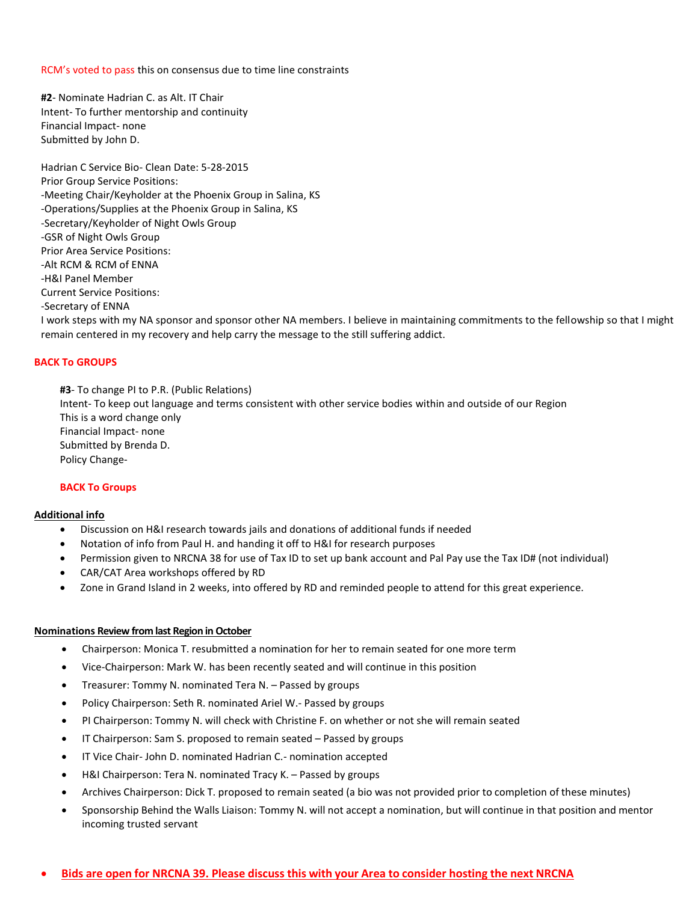RCM's voted to pass this on consensus due to time line constraints

**#2**- Nominate Hadrian C. as Alt. IT Chair
Intent- To further mentorship and continuity
Financial Impact- none
Submitted by John D.

Hadrian C Service Bio- Clean Date: 5-28-2015
Prior Group Service Positions:
-Meeting Chair/Keyholder at the Phoenix Group in Salina, KS
-Operations/Supplies at the Phoenix Group in Salina, KS
-Secretary/Keyholder of Night Owls Group
-GSR of Night Owls Group
Prior Area Service Positions:
-Alt RCM & RCM of ENNA
-H&I Panel Member
Current Service Positions:
-Secretary of ENNA
I work steps with my NA sponsor and sponsor other NA members. I believe in maintaining commitments to the fellowship so that I might remain centered in my recovery and help carry the message to the still suffering addict.

**BACK To GROUPS**

**#3**- To change PI to P.R. (Public Relations)
Intent- To keep out language and terms consistent with other service bodies within and outside of our Region
This is a word change only
Financial Impact- none
Submitted by Brenda D.
Policy Change-

**BACK To Groups**

**Additional info**

- Discussion on H&I research towards jails and donations of additional funds if needed
- Notation of info from Paul H. and handing it off to H&I for research purposes
- Permission given to NRCNA 38 for use of Tax ID to set up bank account and Pal Pay use the Tax ID# (not individual)
- CAR/CAT Area workshops offered by RD
- Zone in Grand Island in 2 weeks, into offered by RD and reminded people to attend for this great experience.

**Nominations Review from last Region in October**

- Chairperson: Monica T. resubmitted a nomination for her to remain seated for one more term
- Vice-Chairperson: Mark W. has been recently seated and will continue in this position
- Treasurer: Tommy N. nominated Tera N. – Passed by groups
- Policy Chairperson: Seth R. nominated Ariel W.- Passed by groups
- PI Chairperson: Tommy N. will check with Christine F. on whether or not she will remain seated
- IT Chairperson: Sam S. proposed to remain seated – Passed by groups
- IT Vice Chair- John D. nominated Hadrian C.- nomination accepted
- H&I Chairperson: Tera N. nominated Tracy K. – Passed by groups
- Archives Chairperson: Dick T. proposed to remain seated (a bio was not provided prior to completion of these minutes)
- Sponsorship Behind the Walls Liaison: Tommy N. will not accept a nomination, but will continue in that position and mentor incoming trusted servant

- **Bids are open for NRCNA 39. Please discuss this with your Area to consider hosting the next NRCNA**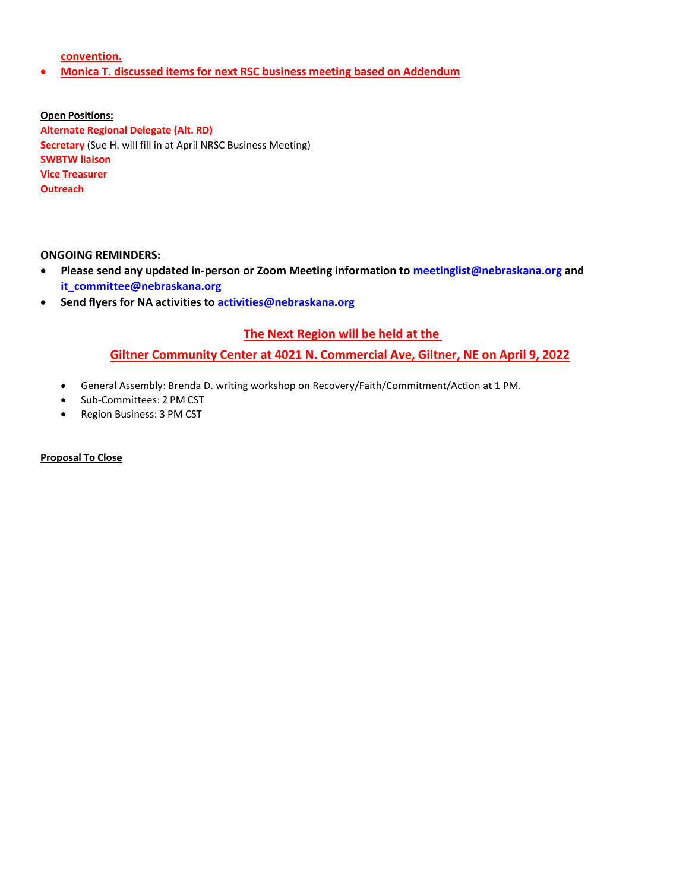convention.

- Monica T. discussed items for next RSC business meeting based on Addendum

**Open Positions:**

**Alternate Regional Delegate (Alt. RD)**
**Secretary** (Sue H. will fill in at April NRSC Business Meeting)
**SWBTW liaison**
**Vice Treasurer**
**Outreach**

**ONGOING REMINDERS:**

- **Please send any updated in-person or Zoom Meeting information to meetinglist@nebraskana.org and it_committee@nebraskana.org**
- **Send flyers for NA activities to activities@nebraskana.org**

**The Next Region will be held at the**

**Giltner Community Center at 4021 N. Commercial Ave, Giltner, NE on April 9, 2022**

- General Assembly: Brenda D. writing workshop on Recovery/Faith/Commitment/Action at 1 PM.
- Sub-Committees: 2 PM CST
- Region Business: 3 PM CST

**Proposal To Close**